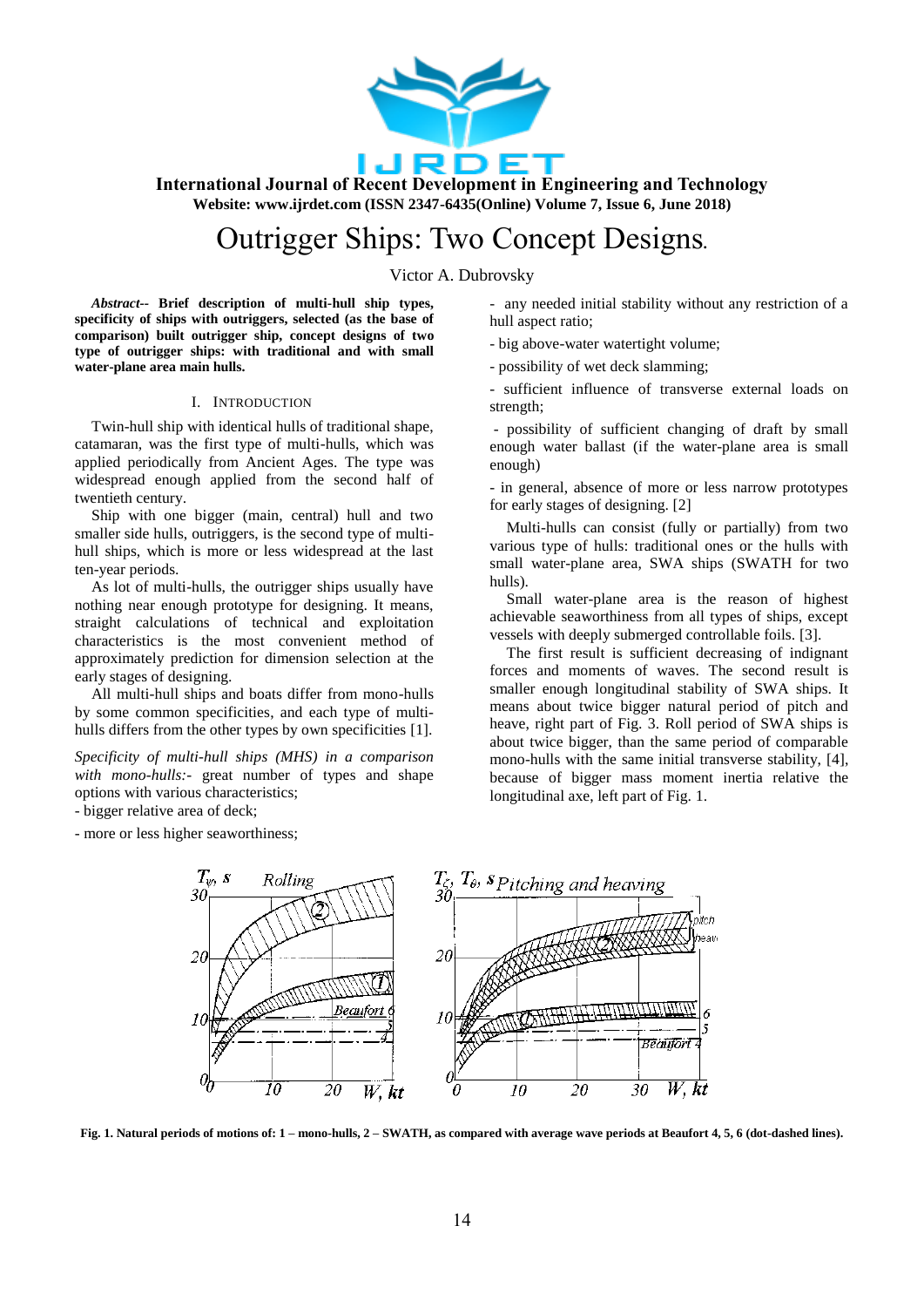# Outrigger Ships: Two Concept Designs.

Victor A. Dubrovsky

***Abstract*-- Brief description of multi-hull ship types, specificity of ships with outriggers, selected (as the base of comparison) built outrigger ship, concept designs of two type of outrigger ships: with traditional and with small water-plane area main hulls.**

## I. INTRODUCTION

Twin-hull ship with identical hulls of traditional shape, catamaran, was the first type of multi-hulls, which was applied periodically from Ancient Ages. The type was widespread enough applied from the second half of twentieth century.

Ship with one bigger (main, central) hull and two smaller side hulls, outriggers, is the second type of multi-hull ships, which is more or less widespread at the last ten-year periods.

As lot of multi-hulls, the outrigger ships usually have nothing near enough prototype for designing. It means, straight calculations of technical and exploitation characteristics is the most convenient method of approximately prediction for dimension selection at the early stages of designing.

All multi-hull ships and boats differ from mono-hulls by some common specificities, and each type of multi-hulls differs from the other types by own specificities [1].

*Specificity of multi-hull ships (MHS) in a comparison with mono-hulls:*- great number of types and shape options with various characteristics;

- bigger relative area of deck;
- more or less higher seaworthiness;
- any needed initial stability without any restriction of a hull aspect ratio;
- big above-water watertight volume;
- possibility of wet deck slamming;
- sufficient influence of transverse external loads on strength;
- possibility of sufficient changing of draft by small enough water ballast (if the water-plane area is small enough)
- in general, absence of more or less narrow prototypes for early stages of designing. [2]

Multi-hulls can consist (fully or partially) from two various type of hulls: traditional ones or the hulls with small water-plane area, SWA ships (SWATH for two hulls).

Small water-plane area is the reason of highest achievable seaworthiness from all types of ships, except vessels with deeply submerged controllable foils. [3].

The first result is sufficient decreasing of indignant forces and moments of waves. The second result is smaller enough longitudinal stability of SWA ships. It means about twice bigger natural period of pitch and heave, right part of Fig. 3. Roll period of SWA ships is about twice bigger, than the same period of comparable mono-hulls with the same initial transverse stability, [4], because of bigger mass moment inertia relative the longitudinal axe, left part of Fig. 1.

**Fig. 1. Natural periods of motions of: 1 – mono-hulls, 2 – SWATH, as compared with average wave periods at Beaufort 4, 5, 6 (dot-dashed lines).**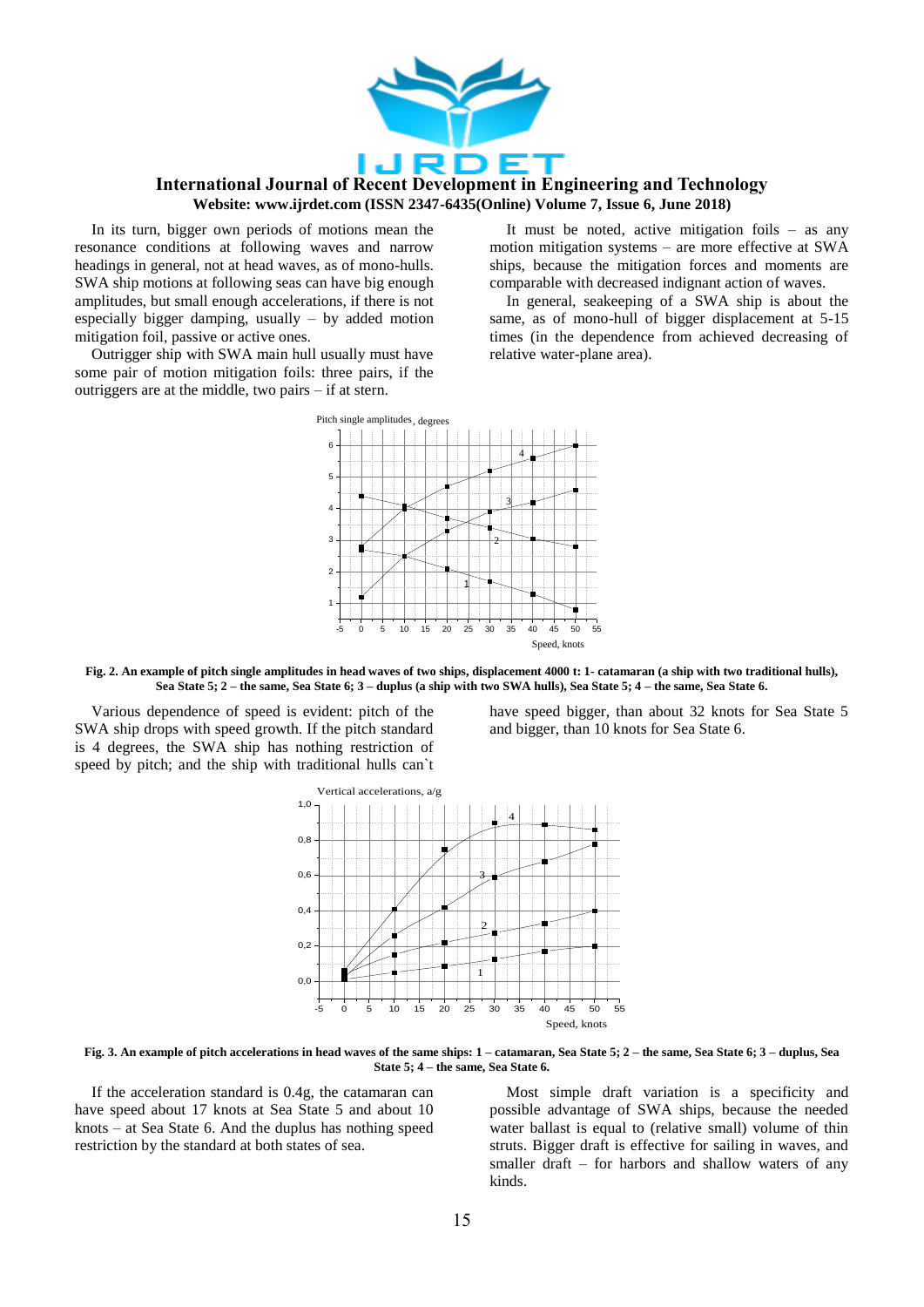In its turn, bigger own periods of motions mean the resonance conditions at following waves and narrow headings in general, not at head waves, as of mono-hulls. SWA ship motions at following seas can have big enough amplitudes, but small enough accelerations, if there is not especially bigger damping, usually – by added motion mitigation foil, passive or active ones.

Outrigger ship with SWA main hull usually must have some pair of motion mitigation foils: three pairs, if the outriggers are at the middle, two pairs – if at stern.

It must be noted, active mitigation foils – as any motion mitigation systems – are more effective at SWA ships, because the mitigation forces and moments are comparable with decreased indignant action of waves.

In general, seakeeping of a SWA ship is about the same, as of mono-hull of bigger displacement at 5-15 times (in the dependence from achieved decreasing of relative water-plane area).

**Fig. 2. An example of pitch single amplitudes in head waves of two ships, displacement 4000 t: 1- catamaran (a ship with two traditional hulls), Sea State 5; 2 – the same, Sea State 6; 3 – duplus (a ship with two SWA hulls), Sea State 5; 4 – the same, Sea State 6.**

Various dependence of speed is evident: pitch of the SWA ship drops with speed growth. If the pitch standard is 4 degrees, the SWA ship has nothing restriction of speed by pitch; and the ship with traditional hulls can`t have speed bigger, than about 32 knots for Sea State 5 and bigger, than 10 knots for Sea State 6.

**Fig. 3. An example of pitch accelerations in head waves of the same ships: 1 – catamaran, Sea State 5; 2 – the same, Sea State 6; 3 – duplus, Sea State 5; 4 – the same, Sea State 6.**

If the acceleration standard is 0.4g, the catamaran can have speed about 17 knots at Sea State 5 and about 10 knots – at Sea State 6. And the duplus has nothing speed restriction by the standard at both states of sea.

Most simple draft variation is a specificity and possible advantage of SWA ships, because the needed water ballast is equal to (relative small) volume of thin struts. Bigger draft is effective for sailing in waves, and smaller draft – for harbors and shallow waters of any kinds.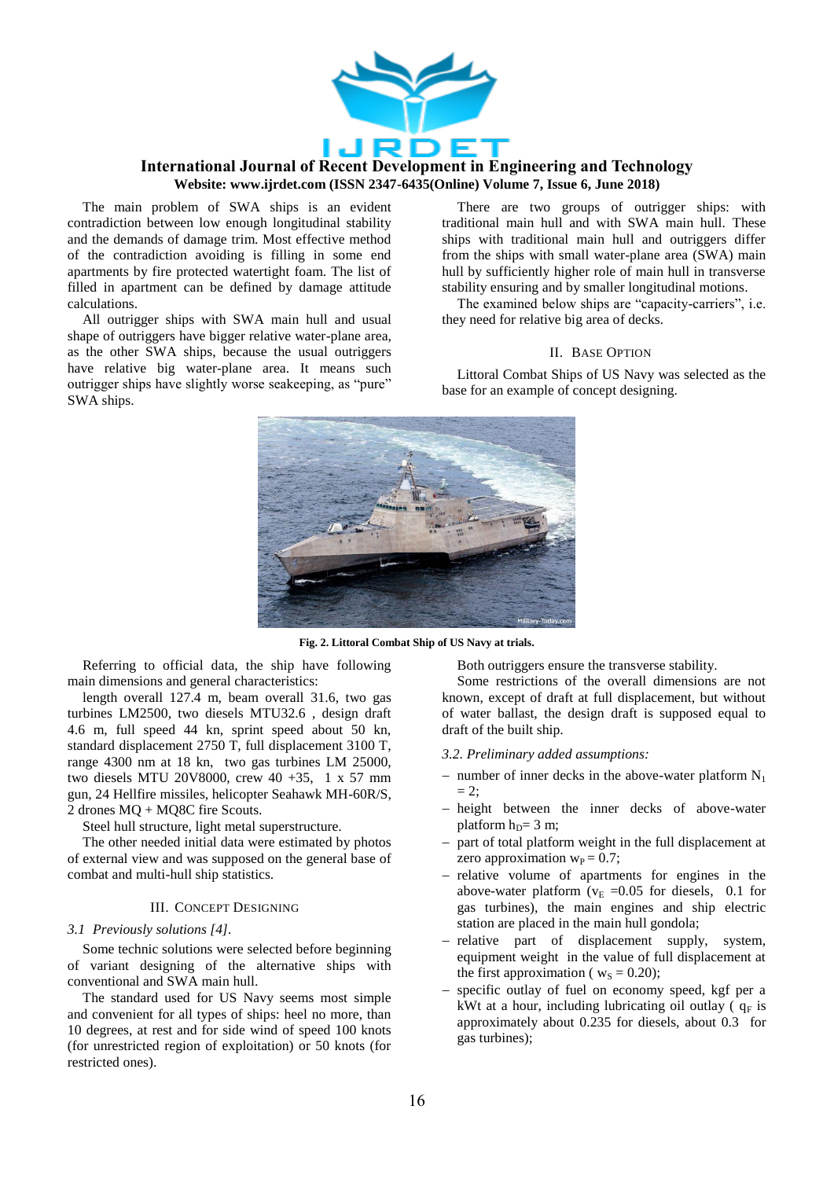The main problem of SWA ships is an evident contradiction between low enough longitudinal stability and the demands of damage trim. Most effective method of the contradiction avoiding is filling in some end apartments by fire protected watertight foam. The list of filled in apartment can be defined by damage attitude calculations.

All outrigger ships with SWA main hull and usual shape of outriggers have bigger relative water-plane area, as the other SWA ships, because the usual outriggers have relative big water-plane area. It means such outrigger ships have slightly worse seakeeping, as "pure" SWA ships.

There are two groups of outrigger ships: with traditional main hull and with SWA main hull. These ships with traditional main hull and outriggers differ from the ships with small water-plane area (SWA) main hull by sufficiently higher role of main hull in transverse stability ensuring and by smaller longitudinal motions.

The examined below ships are "capacity-carriers", i.e. they need for relative big area of decks.

## II. Base Option

Littoral Combat Ships of US Navy was selected as the base for an example of concept designing.

**Fig. 2. Littoral Combat Ship of US Navy at trials.**

Referring to official data, the ship have following main dimensions and general characteristics:

length overall 127.4 m, beam overall 31.6, two gas turbines LM2500, two diesels MTU32.6 , design draft 4.6 m, full speed 44 kn, sprint speed about 50 kn, standard displacement 2750 T, full displacement 3100 T, range 4300 nm at 18 kn, two gas turbines LM 25000, two diesels MTU 20V8000, crew 40 +35, 1 x 57 mm gun, 24 Hellfire missiles, helicopter Seahawk MH-60R/S, 2 drones MQ + MQ8C fire Scouts.

Steel hull structure, light metal superstructure.

The other needed initial data were estimated by photos of external view and was supposed on the general base of combat and multi-hull ship statistics.

## III. Concept Designing

### *3.1 Previously solutions [4].*

Some technic solutions were selected before beginning of variant designing of the alternative ships with conventional and SWA main hull.

The standard used for US Navy seems most simple and convenient for all types of ships: heel no more, than 10 degrees, at rest and for side wind of speed 100 knots (for unrestricted region of exploitation) or 50 knots (for restricted ones).

Both outriggers ensure the transverse stability.

Some restrictions of the overall dimensions are not known, except of draft at full displacement, but without of water ballast, the design draft is supposed equal to draft of the built ship.

### *3.2. Preliminary added assumptions:*

- number of inner decks in the above-water platform $N_1 = 2$;
- height between the inner decks of above-water platform $h_D = 3$ m;
- part of total platform weight in the full displacement at zero approximation $w_P = 0.7$;
- relative volume of apartments for engines in the above-water platform ($v_E = 0.05$ for diesels, 0.1 for gas turbines), the main engines and ship electric station are placed in the main hull gondola;
- relative part of displacement supply, system, equipment weight in the value of full displacement at the first approximation ( $w_S = 0.20$);
- specific outlay of fuel on economy speed, kgf per a kWt at a hour, including lubricating oil outlay ( $q_F$ is approximately about 0.235 for diesels, about 0.3 for gas turbines);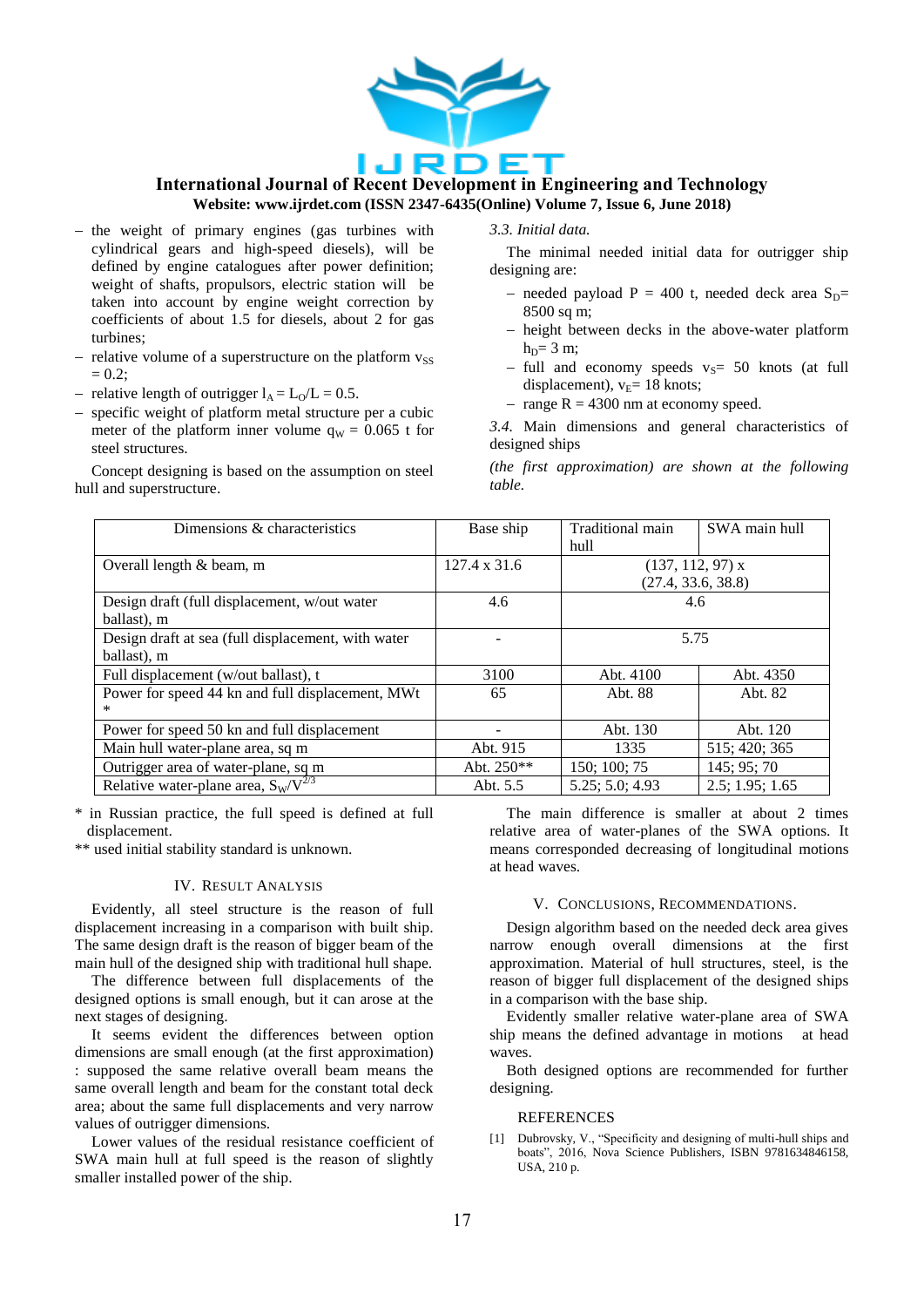- the weight of primary engines (gas turbines with cylindrical gears and high-speed diesels), will be defined by engine catalogues after power definition; weight of shafts, propulsors, electric station will be taken into account by engine weight correction by coefficients of about 1.5 for diesels, about 2 for gas turbines;
- relative volume of a superstructure on the platform $v_{SS} = 0.2$;
- relative length of outrigger $l_A = L_O/L = 0.5$.
- specific weight of platform metal structure per a cubic meter of the platform inner volume $q_W = 0.065$ t for steel structures.

Concept designing is based on the assumption on steel hull and superstructure.

*3.3. Initial data.*

The minimal needed initial data for outrigger ship designing are:

- needed payload P = 400 t, needed deck area $S_D$= 8500 sq m;
- height between decks in the above-water platform $h_D$= 3 m;
- full and economy speeds $v_S$= 50 knots (at full displacement), $v_E$= 18 knots;
- range R = 4300 nm at economy speed.

*3.4.* Main dimensions and general characteristics of designed ships

*(the first approximation) are shown at the following table.*

| Dimensions & characteristics | Base ship | Traditional main hull | SWA main hull |
|---|---|---|---|
| Overall length & beam, m | 127.4 x 31.6 | (137, 112, 97) x (27.4, 33.6, 38.8) | |
| Design draft (full displacement, w/out water ballast), m | 4.6 | 4.6 | |
| Design draft at sea (full displacement, with water ballast), m | - | 5.75 | |
| Full displacement (w/out ballast), t | 3100 | Abt. 4100 | Abt. 4350 |
| Power for speed 44 kn and full displacement, MWt * | 65 | Abt. 88 | Abt. 82 |
| Power for speed 50 kn and full displacement | - | Abt. 130 | Abt. 120 |
| Main hull water-plane area, sq m | Abt. 915 | 1335 | 515; 420; 365 |
| Outrigger area of water-plane, sq m | Abt. 250** | 150; 100; 75 | 145; 95; 70 |
| Relative water-plane area, $S_W/V^{2/3}$ | Abt. 5.5 | 5.25; 5.0; 4.93 | 2.5; 1.95; 1.65 |

\* in Russian practice, the full speed is defined at full displacement.

** used initial stability standard is unknown.

## IV. Result Analysis

Evidently, all steel structure is the reason of full displacement increasing in a comparison with built ship. The same design draft is the reason of bigger beam of the main hull of the designed ship with traditional hull shape.

The difference between full displacements of the designed options is small enough, but it can arose at the next stages of designing.

It seems evident the differences between option dimensions are small enough (at the first approximation) : supposed the same relative overall beam means the same overall length and beam for the constant total deck area; about the same full displacements and very narrow values of outrigger dimensions.

Lower values of the residual resistance coefficient of SWA main hull at full speed is the reason of slightly smaller installed power of the ship.

The main difference is smaller at about 2 times relative area of water-planes of the SWA options. It means corresponded decreasing of longitudinal motions at head waves.

## V. Conclusions, Recommendations.

Design algorithm based on the needed deck area gives narrow enough overall dimensions at the first approximation. Material of hull structures, steel, is the reason of bigger full displacement of the designed ships in a comparison with the base ship.

Evidently smaller relative water-plane area of SWA ship means the defined advantage in motions at head waves.

Both designed options are recommended for further designing.

## References

[1] Dubrovsky, V., "Specificity and designing of multi-hull ships and boats", 2016, Nova Science Publishers, ISBN 9781634846158, USA, 210 p.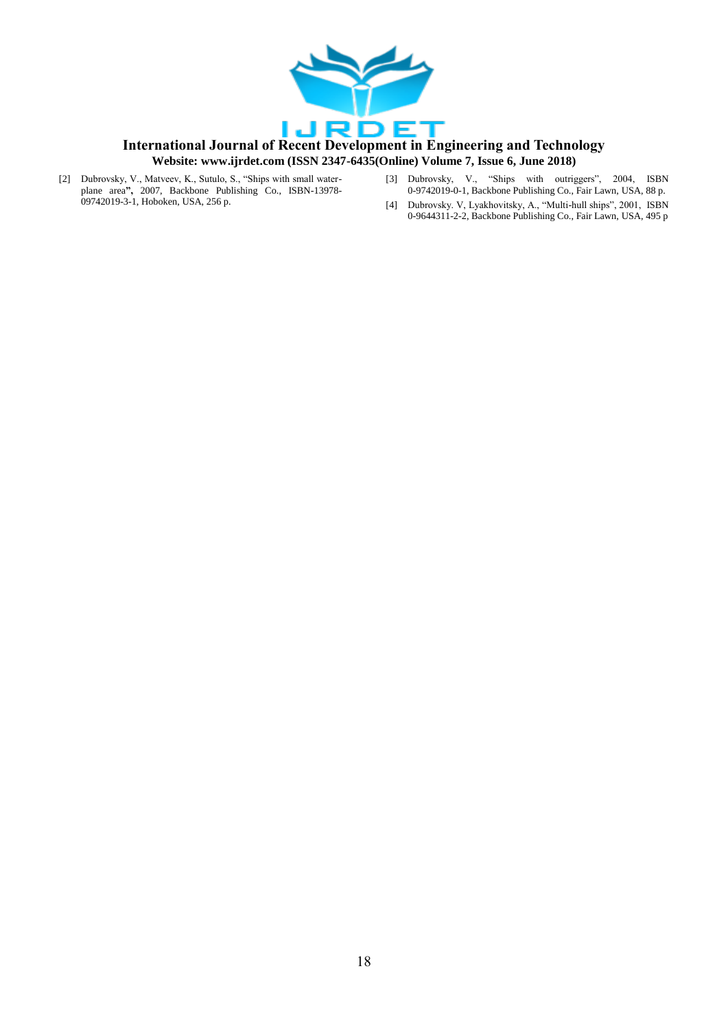[2] Dubrovsky, V., Matveev, K., Sutulo, S., "Ships with small water-plane area", 2007, Backbone Publishing Co., ISBN-13978-09742019-3-1, Hoboken, USA, 256 p.

[3] Dubrovsky, V., "Ships with outriggers", 2004, ISBN 0-9742019-0-1, Backbone Publishing Co., Fair Lawn, USA, 88 p.

[4] Dubrovsky. V, Lyakhovitsky, A., "Multi-hull ships", 2001, ISBN 0-9644311-2-2, Backbone Publishing Co., Fair Lawn, USA, 495 p